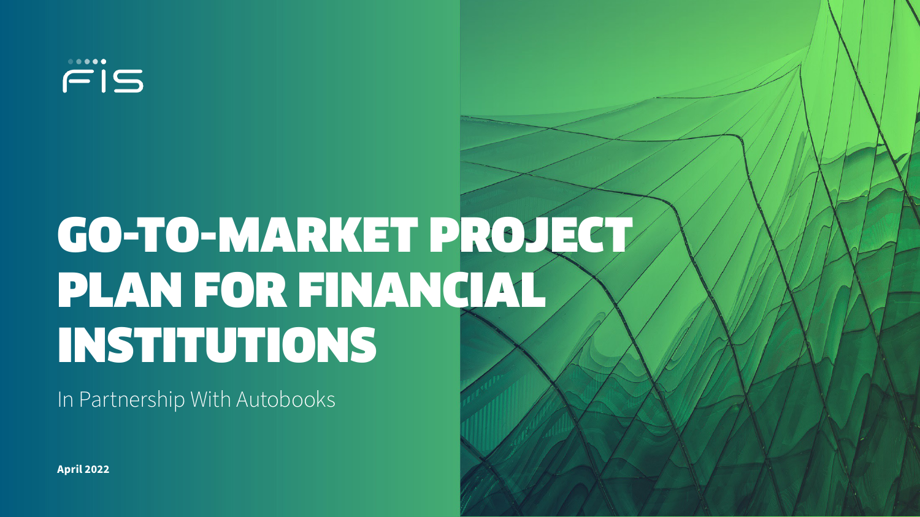FIS

# GO-TO-MARKET PROJECT PLAN FOR FINANCIAL INSTITUTIONS

In Partnership With Autobooks

**April 2022**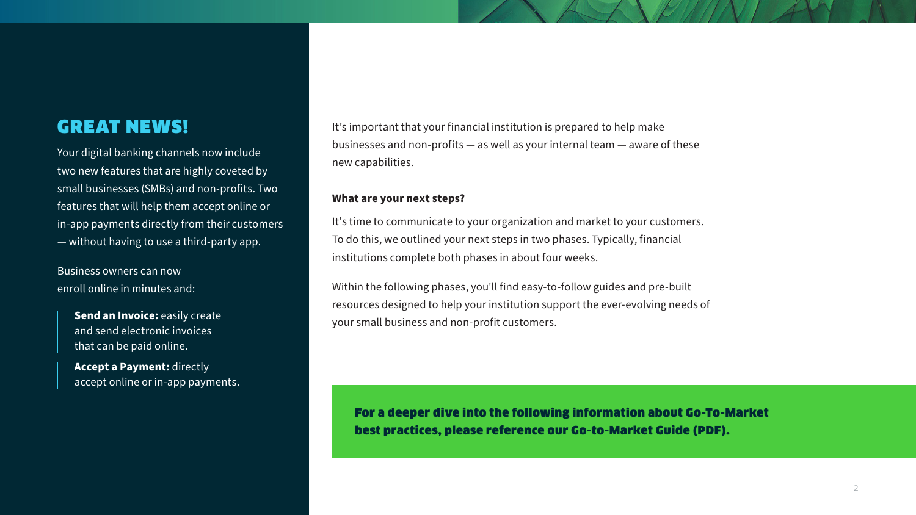## GREAT NEWS!

Your digital banking channels now include two new features that are highly coveted by small businesses (SMBs) and non-profits. Two features that will help them accept online or in-app payments directly from their customers — without having to use a third-party app.

Business owners can now enroll online in minutes and:

- **Send an Invoice:** easily create and send electronic invoices that can be paid online.
- **Accept a Payment:** directly accept online or in-app payments.

It's important that your financial institution is prepared to help make businesses and non-profits — as well as your internal team — aware of these new capabilities.

**What are your next steps?**

It's time to communicate to your organization and market to your customers. To do this, we outlined your next steps in two phases. Typically, financial institutions complete both phases in about four weeks.

Within the following phases, you'll find easy-to-follow guides and pre-built resources designed to help your institution support the ever-evolving needs of your small business and non-profit customers.

**For a deeper dive into the following information about Go-To-Market best practices, please reference our Go-to-Market Guide (PDF).**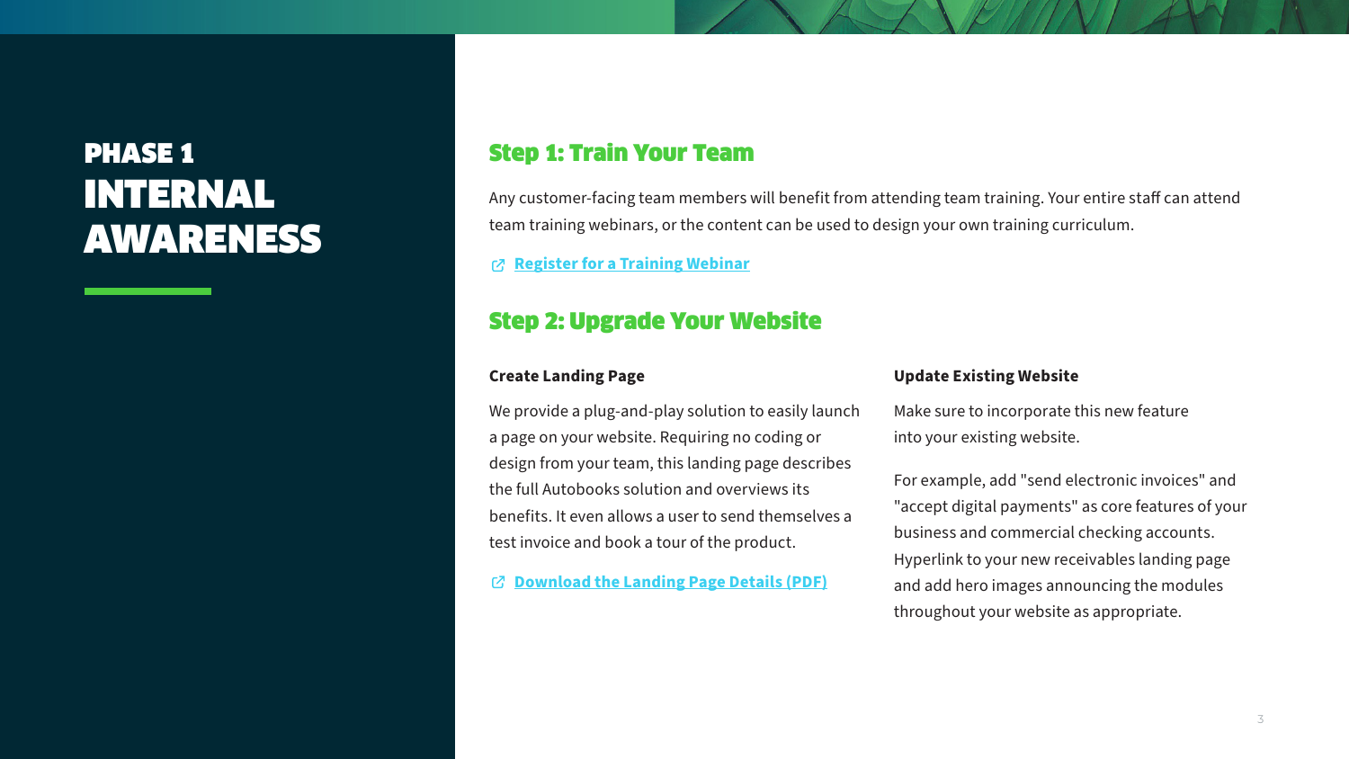# PHASE 1
# INTERNAL AWARENESS

## Step 1: Train Your Team

Any customer-facing team members will benefit from attending team training. Your entire staff can attend team training webinars, or the content can be used to design your own training curriculum.

**Register for a Training Webinar**

## Step 2: Upgrade Your Website

### Create Landing Page

We provide a plug-and-play solution to easily launch a page on your website. Requiring no coding or design from your team, this landing page describes the full Autobooks solution and overviews its benefits. It even allows a user to send themselves a test invoice and book a tour of the product.

**Download the Landing Page Details (PDF)**

### Update Existing Website

Make sure to incorporate this new feature into your existing website.

For example, add "send electronic invoices" and "accept digital payments" as core features of your business and commercial checking accounts. Hyperlink to your new receivables landing page and add hero images announcing the modules throughout your website as appropriate.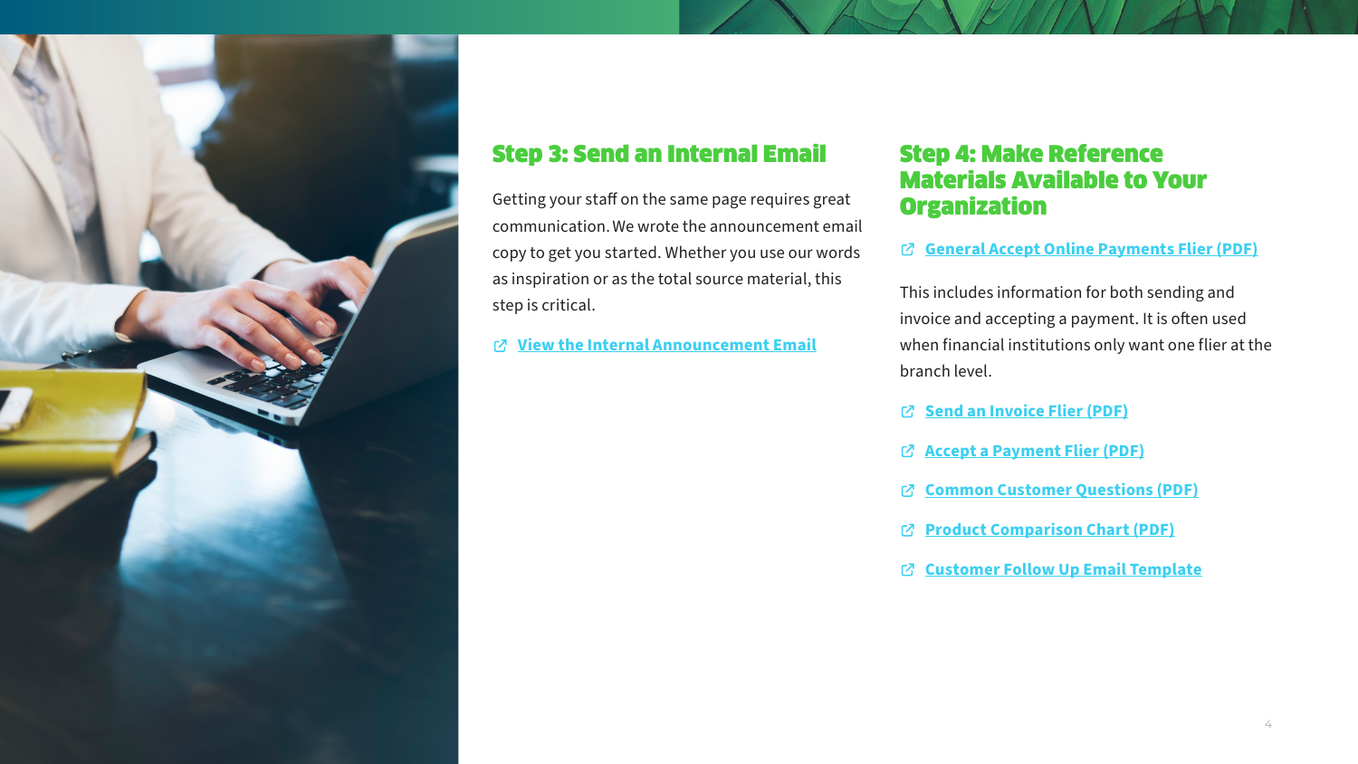## Step 3: Send an Internal Email

Getting your staff on the same page requires great communication. We wrote the announcement email copy to get you started. Whether you use our words as inspiration or as the total source material, this step is critical.

- **View the Internal Announcement Email**

## Step 4: Make Reference Materials Available to Your Organization

- **General Accept Online Payments Flier (PDF)**

This includes information for both sending and invoice and accepting a payment. It is often used when financial institutions only want one flier at the branch level.

- **Send an Invoice Flier (PDF)**
- **Accept a Payment Flier (PDF)**
- **Common Customer Questions (PDF)**
- **Product Comparison Chart (PDF)**
- **Customer Follow Up Email Template**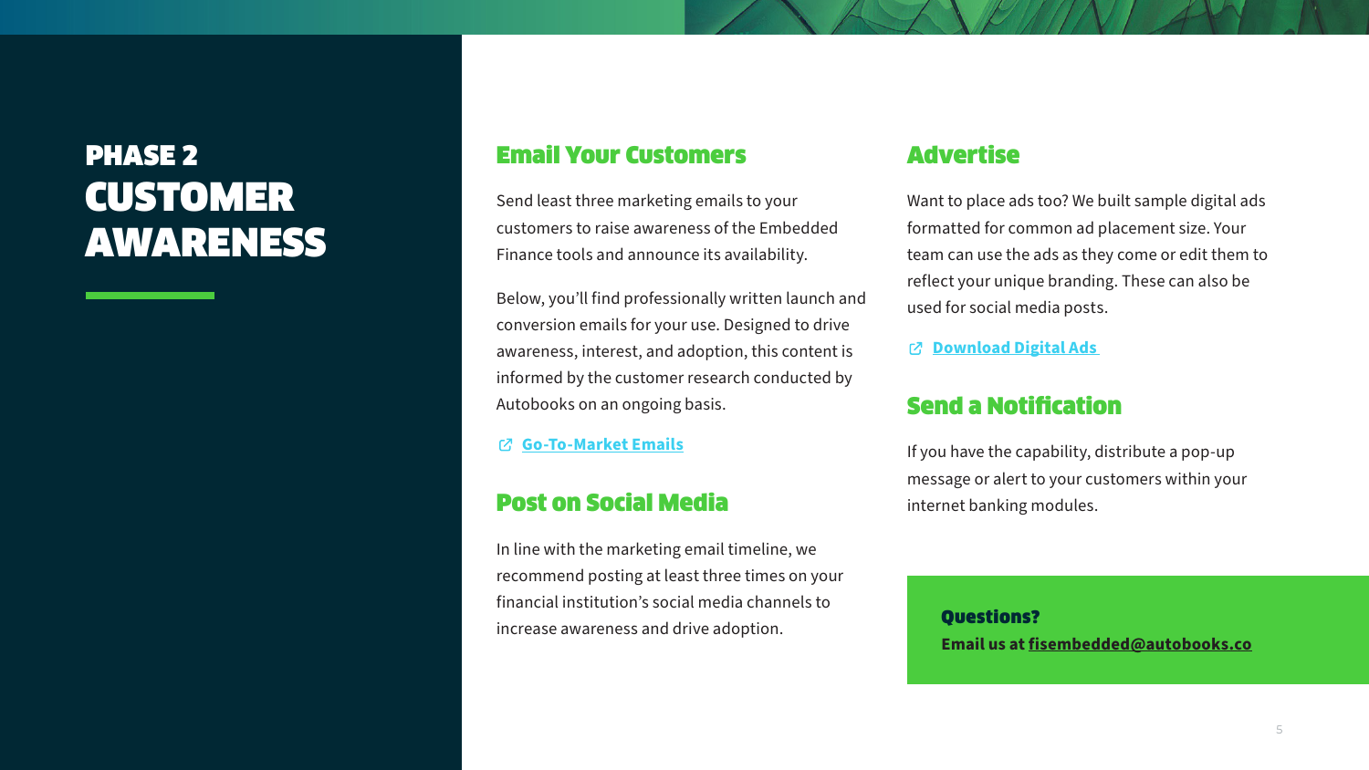# PHASE 2 CUSTOMER AWARENESS

## Email Your Customers

Send least three marketing emails to your customers to raise awareness of the Embedded Finance tools and announce its availability.

Below, you'll find professionally written launch and conversion emails for your use. Designed to drive awareness, interest, and adoption, this content is informed by the customer research conducted by Autobooks on an ongoing basis.

**Go-To-Market Emails**

## Post on Social Media

In line with the marketing email timeline, we recommend posting at least three times on your financial institution's social media channels to increase awareness and drive adoption.

## Advertise

Want to place ads too? We built sample digital ads formatted for common ad placement size. Your team can use the ads as they come or edit them to reflect your unique branding. These can also be used for social media posts.

**Download Digital Ads**

## Send a Notification

If you have the capability, distribute a pop-up message or alert to your customers within your internet banking modules.

**Questions?**
**Email us at fisembedded@autobooks.co**